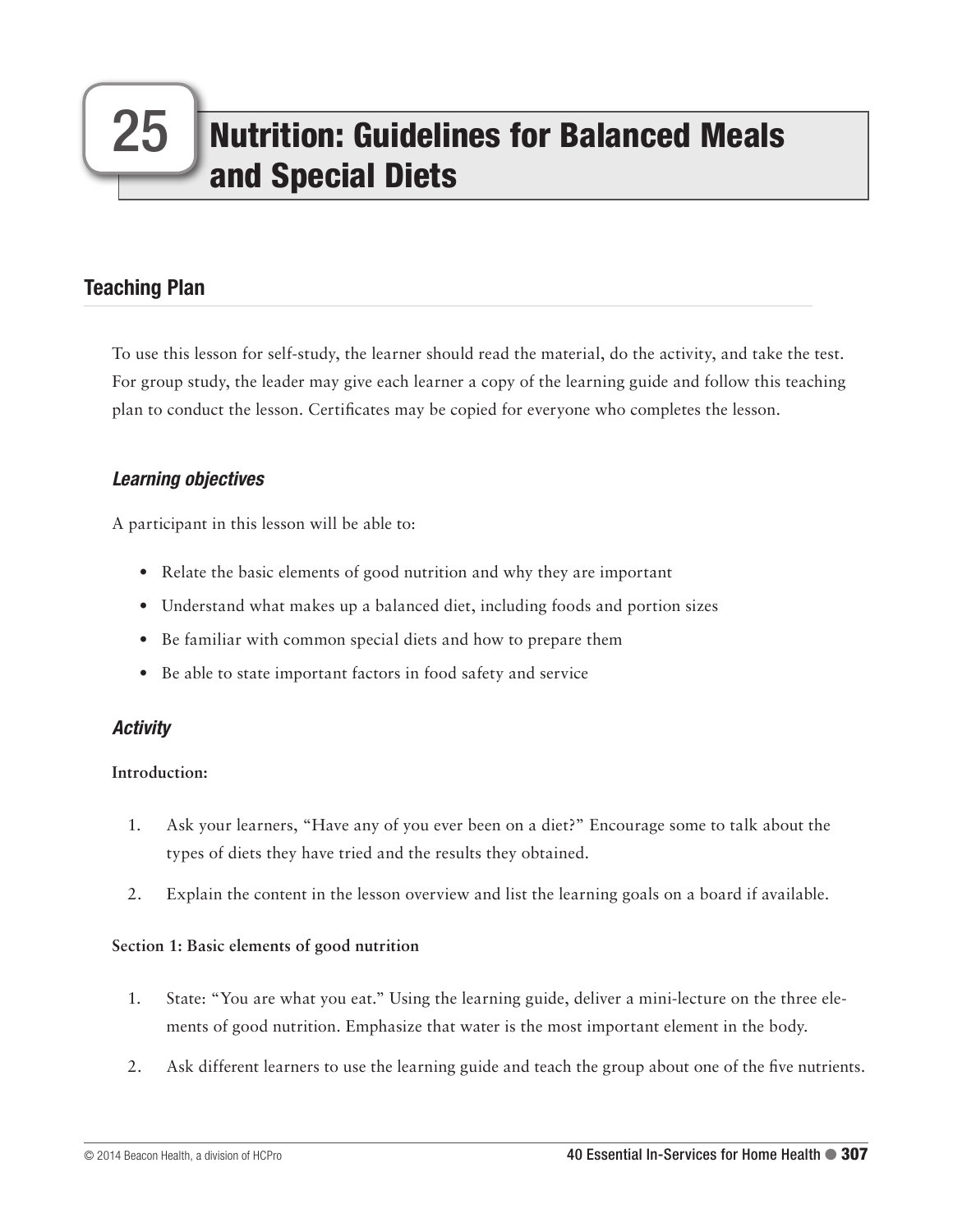# 25 Nutrition: Guidelines for Balanced Meals and Special Diets

## Teaching Plan

To use this lesson for self-study, the learner should read the material, do the activity, and take the test. For group study, the leader may give each learner a copy of the learning guide and follow this teaching plan to conduct the lesson. Certificates may be copied for everyone who completes the lesson.

### *Learning objectives*

A participant in this lesson will be able to:

- Relate the basic elements of good nutrition and why they are important
- Understand what makes up a balanced diet, including foods and portion sizes
- Be familiar with common special diets and how to prepare them
- Be able to state important factors in food safety and service

### *Activity*

**Introduction:**

1. Ask your learners, "Have any of you ever been on a diet?" Encourage some to talk about the types of diets they have tried and the results they obtained.
2. Explain the content in the lesson overview and list the learning goals on a board if available.

**Section 1: Basic elements of good nutrition**

1. State: "You are what you eat." Using the learning guide, deliver a mini-lecture on the three elements of good nutrition. Emphasize that water is the most important element in the body.
2. Ask different learners to use the learning guide and teach the group about one of the five nutrients.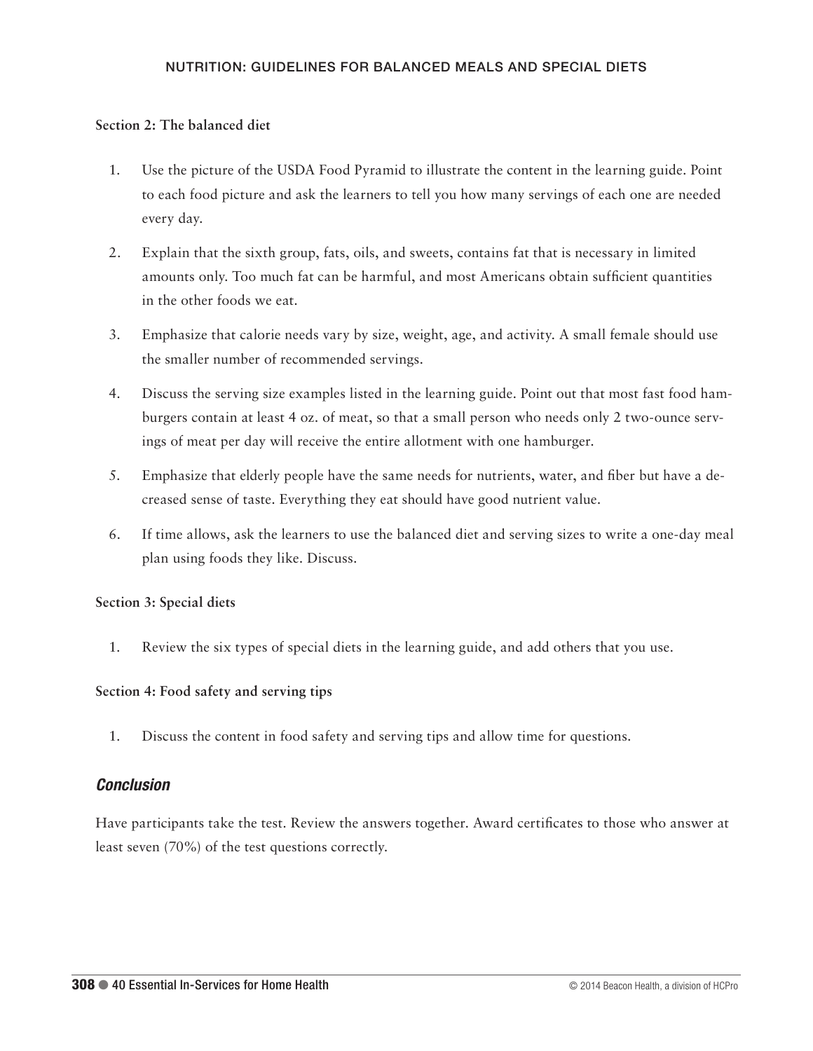**Section 2: The balanced diet**

1. Use the picture of the USDA Food Pyramid to illustrate the content in the learning guide. Point to each food picture and ask the learners to tell you how many servings of each one are needed every day.

2. Explain that the sixth group, fats, oils, and sweets, contains fat that is necessary in limited amounts only. Too much fat can be harmful, and most Americans obtain sufficient quantities in the other foods we eat.

3. Emphasize that calorie needs vary by size, weight, age, and activity. A small female should use the smaller number of recommended servings.

4. Discuss the serving size examples listed in the learning guide. Point out that most fast food hamburgers contain at least 4 oz. of meat, so that a small person who needs only 2 two-ounce servings of meat per day will receive the entire allotment with one hamburger.

5. Emphasize that elderly people have the same needs for nutrients, water, and fiber but have a decreased sense of taste. Everything they eat should have good nutrient value.

6. If time allows, ask the learners to use the balanced diet and serving sizes to write a one-day meal plan using foods they like. Discuss.

**Section 3: Special diets**

1. Review the six types of special diets in the learning guide, and add others that you use.

**Section 4: Food safety and serving tips**

1. Discuss the content in food safety and serving tips and allow time for questions.

## *Conclusion*

Have participants take the test. Review the answers together. Award certificates to those who answer at least seven (70%) of the test questions correctly.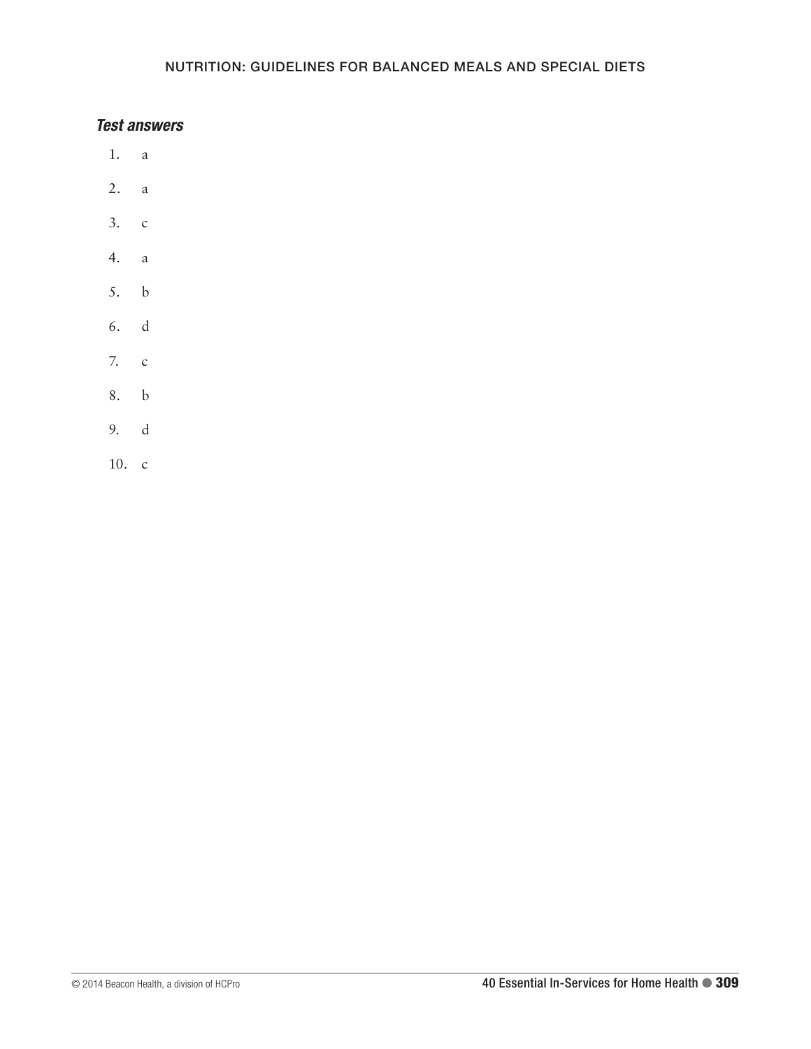### *Test answers*

1. a
2. a
3. c
4. a
5. b
6. d
7. c
8. b
9. d
10. c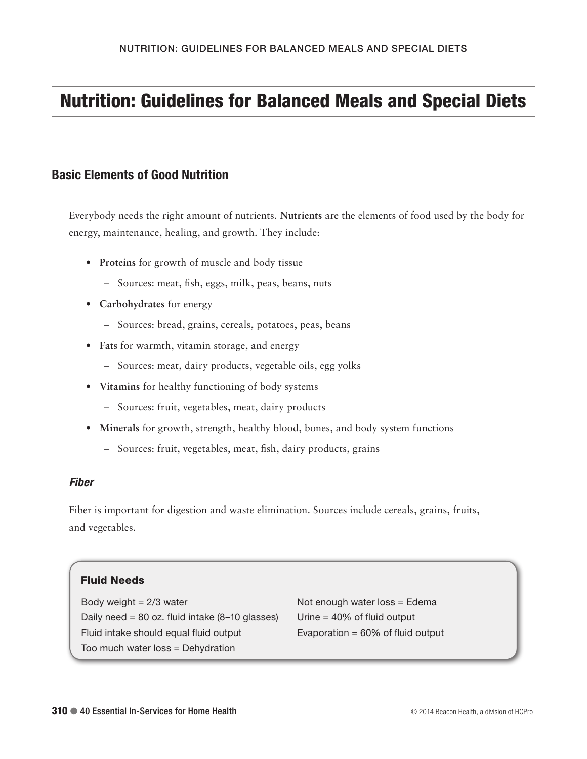# Nutrition: Guidelines for Balanced Meals and Special Diets

## Basic Elements of Good Nutrition

Everybody needs the right amount of nutrients. **Nutrients** are the elements of food used by the body for energy, maintenance, healing, and growth. They include:

- **Proteins** for growth of muscle and body tissue
  - Sources: meat, fish, eggs, milk, peas, beans, nuts
- **Carbohydrates** for energy
  - Sources: bread, grains, cereals, potatoes, peas, beans
- **Fats** for warmth, vitamin storage, and energy
  - Sources: meat, dairy products, vegetable oils, egg yolks
- **Vitamins** for healthy functioning of body systems
  - Sources: fruit, vegetables, meat, dairy products
- **Minerals** for growth, strength, healthy blood, bones, and body system functions
  - Sources: fruit, vegetables, meat, fish, dairy products, grains

### *Fiber*

Fiber is important for digestion and waste elimination. Sources include cereals, grains, fruits, and vegetables.

**Fluid Needs**

Body weight = 2/3 water

Daily need = 80 oz. fluid intake (8–10 glasses)

Fluid intake should equal fluid output

Too much water loss = Dehydration

Not enough water loss = Edema

Urine = 40% of fluid output

Evaporation = 60% of fluid output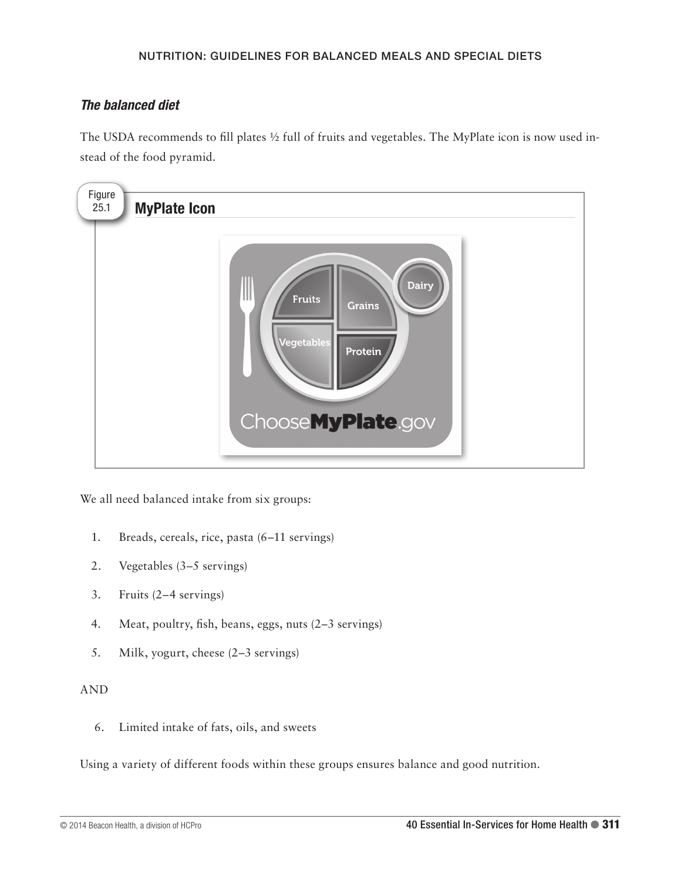### *The balanced diet*

The USDA recommends to fill plates ½ full of fruits and vegetables. The MyPlate icon is now used instead of the food pyramid.

Figure 25.1 **MyPlate Icon**

Fruits
Grains
Dairy
Vegetables
Protein
ChooseMyPlate.gov

We all need balanced intake from six groups:

1. Breads, cereals, rice, pasta (6–11 servings)
2. Vegetables (3–5 servings)
3. Fruits (2–4 servings)
4. Meat, poultry, fish, beans, eggs, nuts (2–3 servings)
5. Milk, yogurt, cheese (2–3 servings)

AND

6. Limited intake of fats, oils, and sweets

Using a variety of different foods within these groups ensures balance and good nutrition.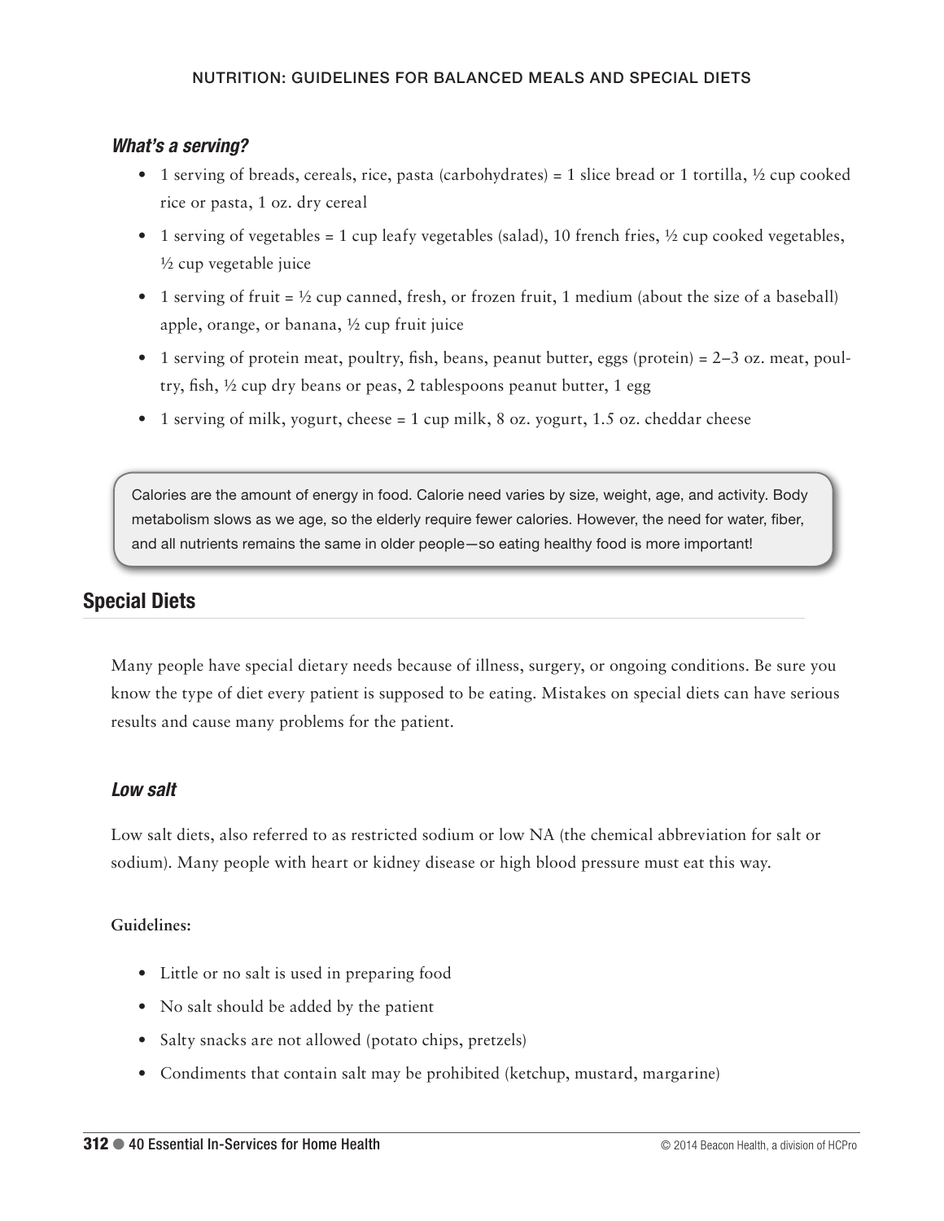### *What's a serving?*

- 1 serving of breads, cereals, rice, pasta (carbohydrates) = 1 slice bread or 1 tortilla, ½ cup cooked rice or pasta, 1 oz. dry cereal
- 1 serving of vegetables = 1 cup leafy vegetables (salad), 10 french fries, ½ cup cooked vegetables, ½ cup vegetable juice
- 1 serving of fruit = ½ cup canned, fresh, or frozen fruit, 1 medium (about the size of a baseball) apple, orange, or banana, ½ cup fruit juice
- 1 serving of protein meat, poultry, fish, beans, peanut butter, eggs (protein) = 2–3 oz. meat, poultry, fish, ½ cup dry beans or peas, 2 tablespoons peanut butter, 1 egg
- 1 serving of milk, yogurt, cheese = 1 cup milk, 8 oz. yogurt, 1.5 oz. cheddar cheese

> Calories are the amount of energy in food. Calorie need varies by size, weight, age, and activity. Body metabolism slows as we age, so the elderly require fewer calories. However, the need for water, fiber, and all nutrients remains the same in older people—so eating healthy food is more important!

## Special Diets

Many people have special dietary needs because of illness, surgery, or ongoing conditions. Be sure you know the type of diet every patient is supposed to be eating. Mistakes on special diets can have serious results and cause many problems for the patient.

### *Low salt*

Low salt diets, also referred to as restricted sodium or low NA (the chemical abbreviation for salt or sodium). Many people with heart or kidney disease or high blood pressure must eat this way.

**Guidelines:**

- Little or no salt is used in preparing food
- No salt should be added by the patient
- Salty snacks are not allowed (potato chips, pretzels)
- Condiments that contain salt may be prohibited (ketchup, mustard, margarine)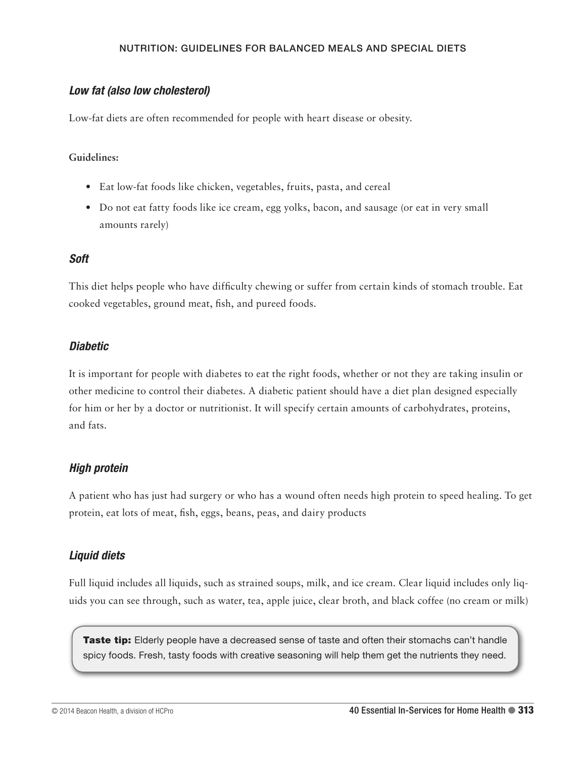### *Low fat (also low cholesterol)*

Low-fat diets are often recommended for people with heart disease or obesity.

**Guidelines:**

- Eat low-fat foods like chicken, vegetables, fruits, pasta, and cereal
- Do not eat fatty foods like ice cream, egg yolks, bacon, and sausage (or eat in very small amounts rarely)

### *Soft*

This diet helps people who have difficulty chewing or suffer from certain kinds of stomach trouble. Eat cooked vegetables, ground meat, fish, and pureed foods.

### *Diabetic*

It is important for people with diabetes to eat the right foods, whether or not they are taking insulin or other medicine to control their diabetes. A diabetic patient should have a diet plan designed especially for him or her by a doctor or nutritionist. It will specify certain amounts of carbohydrates, proteins, and fats.

### *High protein*

A patient who has just had surgery or who has a wound often needs high protein to speed healing. To get protein, eat lots of meat, fish, eggs, beans, peas, and dairy products

### *Liquid diets*

Full liquid includes all liquids, such as strained soups, milk, and ice cream. Clear liquid includes only liquids you can see through, such as water, tea, apple juice, clear broth, and black coffee (no cream or milk)

> **Taste tip:** Elderly people have a decreased sense of taste and often their stomachs can't handle spicy foods. Fresh, tasty foods with creative seasoning will help them get the nutrients they need.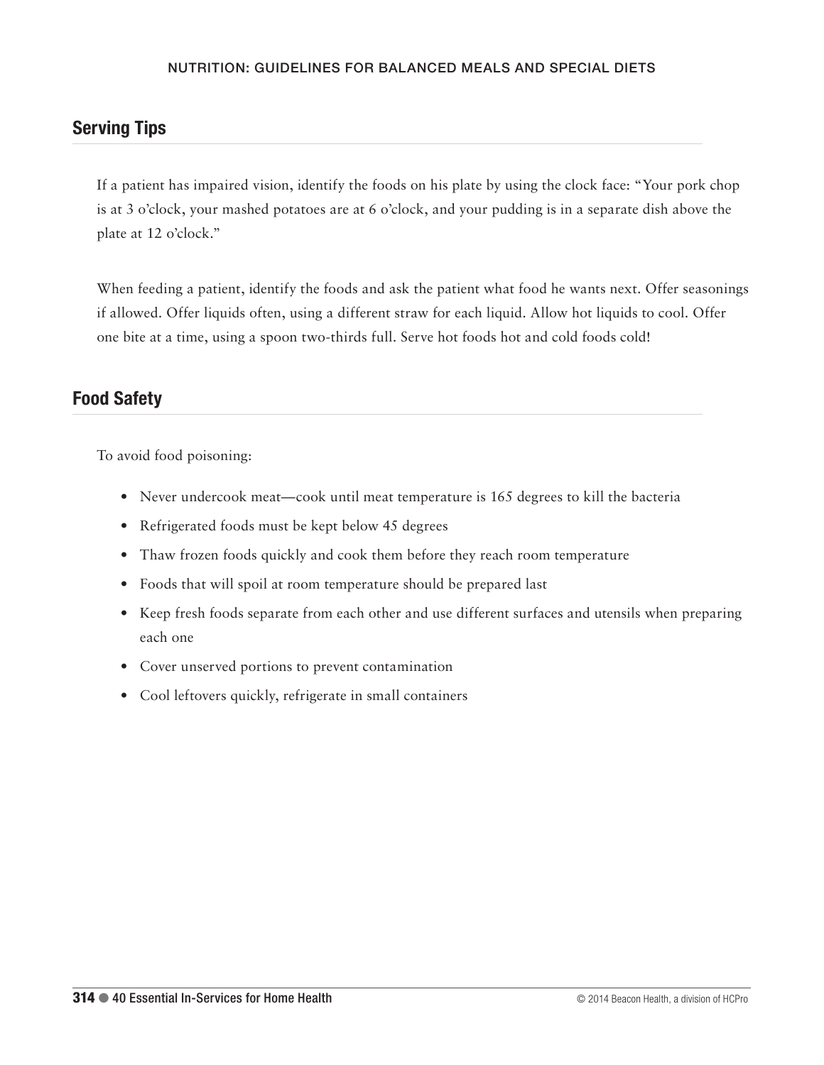## Serving Tips

If a patient has impaired vision, identify the foods on his plate by using the clock face: "Your pork chop is at 3 o'clock, your mashed potatoes are at 6 o'clock, and your pudding is in a separate dish above the plate at 12 o'clock."

When feeding a patient, identify the foods and ask the patient what food he wants next. Offer seasonings if allowed. Offer liquids often, using a different straw for each liquid. Allow hot liquids to cool. Offer one bite at a time, using a spoon two-thirds full. Serve hot foods hot and cold foods cold!

## Food Safety

To avoid food poisoning:

- Never undercook meat—cook until meat temperature is 165 degrees to kill the bacteria
- Refrigerated foods must be kept below 45 degrees
- Thaw frozen foods quickly and cook them before they reach room temperature
- Foods that will spoil at room temperature should be prepared last
- Keep fresh foods separate from each other and use different surfaces and utensils when preparing each one
- Cover unserved portions to prevent contamination
- Cool leftovers quickly, refrigerate in small containers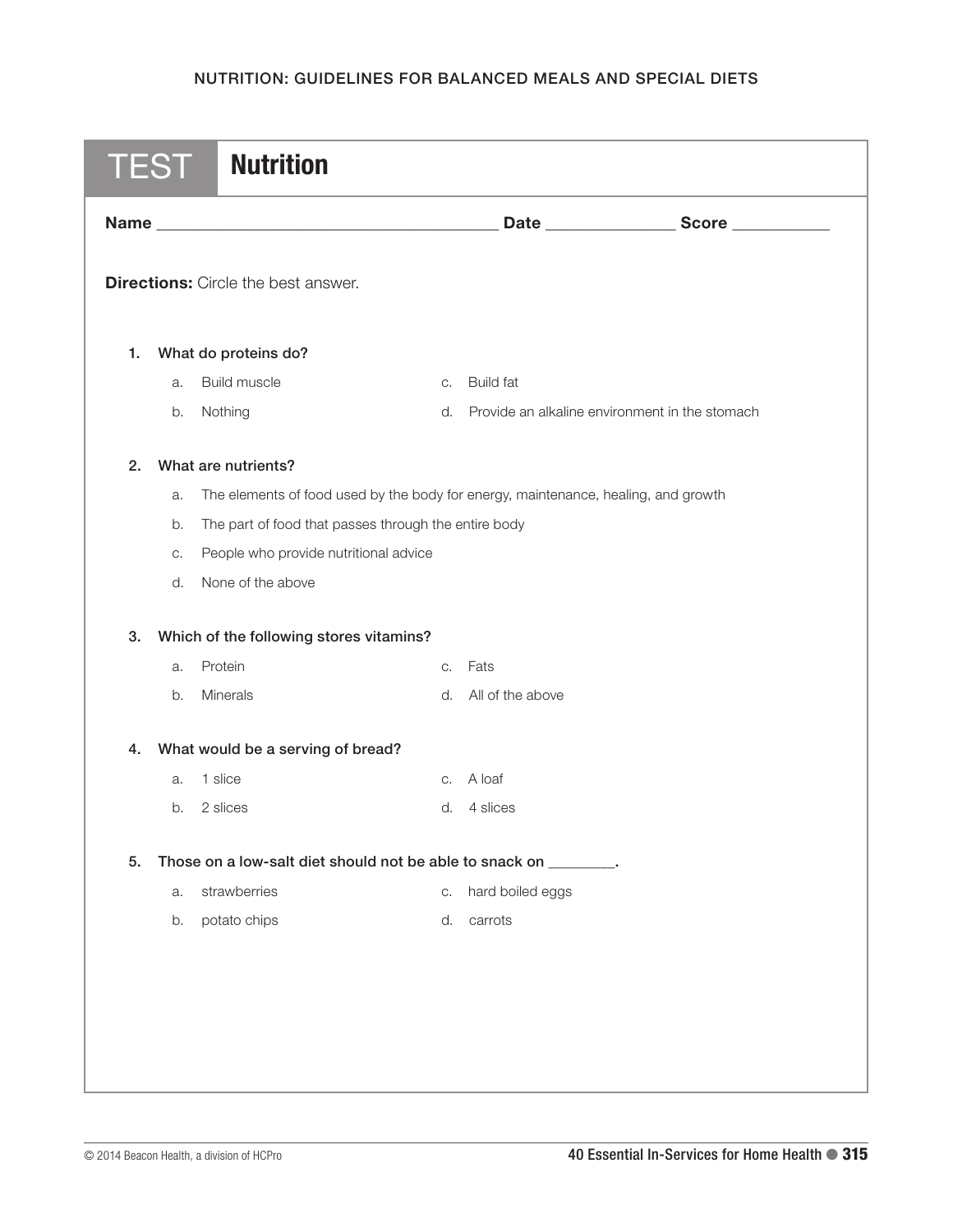# TEST Nutrition

**Name** ______________________________________ **Date** ______________ **Score** __________

**Directions:** Circle the best answer.

1. **What do proteins do?**
   a. Build muscle
   b. Nothing
   c. Build fat
   d. Provide an alkaline environment in the stomach

2. **What are nutrients?**
   a. The elements of food used by the body for energy, maintenance, healing, and growth
   b. The part of food that passes through the entire body
   c. People who provide nutritional advice
   d. None of the above

3. **Which of the following stores vitamins?**
   a. Protein
   b. Minerals
   c. Fats
   d. All of the above

4. **What would be a serving of bread?**
   a. 1 slice
   b. 2 slices
   c. A loaf
   d. 4 slices

5. **Those on a low-salt diet should not be able to snack on ________.**
   a. strawberries
   b. potato chips
   c. hard boiled eggs
   d. carrots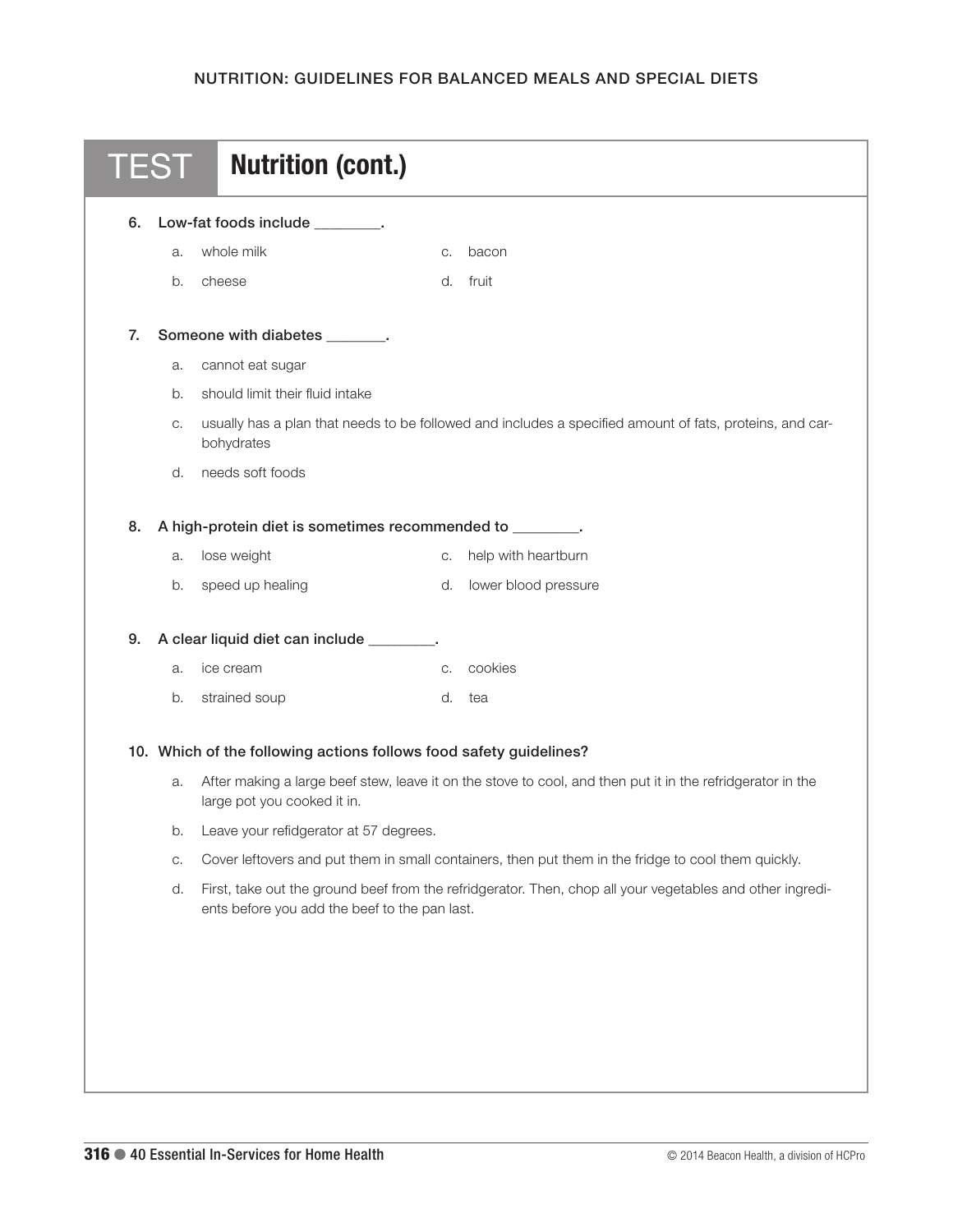## TEST Nutrition (cont.)

**6. Low-fat foods include ________.**

a. whole milk

b. cheese

c. bacon

d. fruit

**7. Someone with diabetes _______.**

a. cannot eat sugar

b. should limit their fluid intake

c. usually has a plan that needs to be followed and includes a specified amount of fats, proteins, and carbohydrates

d. needs soft foods

**8. A high-protein diet is sometimes recommended to ________.**

a. lose weight

b. speed up healing

c. help with heartburn

d. lower blood pressure

**9. A clear liquid diet can include ________.**

a. ice cream

b. strained soup

c. cookies

d. tea

**10. Which of the following actions follows food safety guidelines?**

a. After making a large beef stew, leave it on the stove to cool, and then put it in the refridgerator in the large pot you cooked it in.

b. Leave your refidgerator at 57 degrees.

c. Cover leftovers and put them in small containers, then put them in the fridge to cool them quickly.

d. First, take out the ground beef from the refridgerator. Then, chop all your vegetables and other ingredients before you add the beef to the pan last.